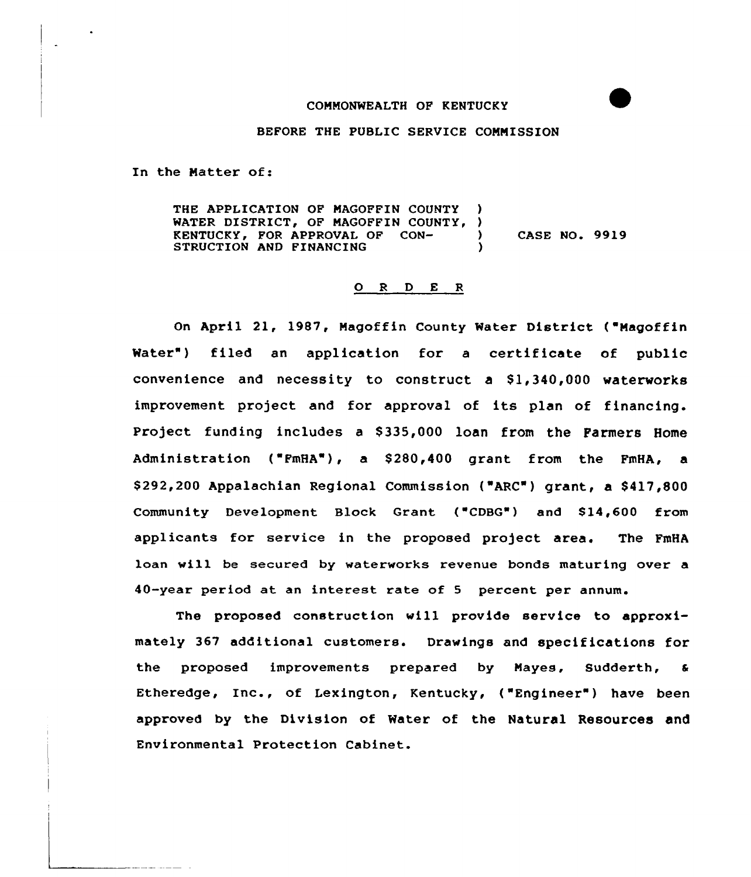COMMONWEALTH OF KENTUCKY

BEFORE THE PUBLIC SERVICE COMMISSION

In the Matter of:

THE APPLICATION OF MAGOFFIN COUNTY )
WATER DISTRICT, OF MAGOFFIN COUNTY, )
KENTUCKY, FOR APPROVAL OF CON- ) CASE NO. 9919
STRUCTION AND FINANCING )

## O R D E R

On April 21, 1987, Magoffin County Water District ("Magoffin Water") filed an application for a certificate of public convenience and necessity to construct a $1,340,000 waterworks improvement project and for approval of its plan of financing. Project funding includes a $335,000 loan from the Farmers Home Administration ("FmHA"), a $280,400 grant from the FmHA, a $292,200 Appalachian Regional Commission ("ARC") grant, a $417,800 Community Development Block Grant ("CDBG") and $14,600 from applicants for service in the proposed project area. The FmHA loan will be secured by waterworks revenue bonds maturing over a 40-year period at an interest rate of 5 percent per annum.

The proposed construction will provide service to approximately 367 additional customers. Drawings and specifications for the proposed improvements prepared by Mayes, Sudderth, & Etheredge, Inc., of Lexington, Kentucky, ("Engineer") have been approved by the Division of Water of the Natural Resources and Environmental Protection Cabinet.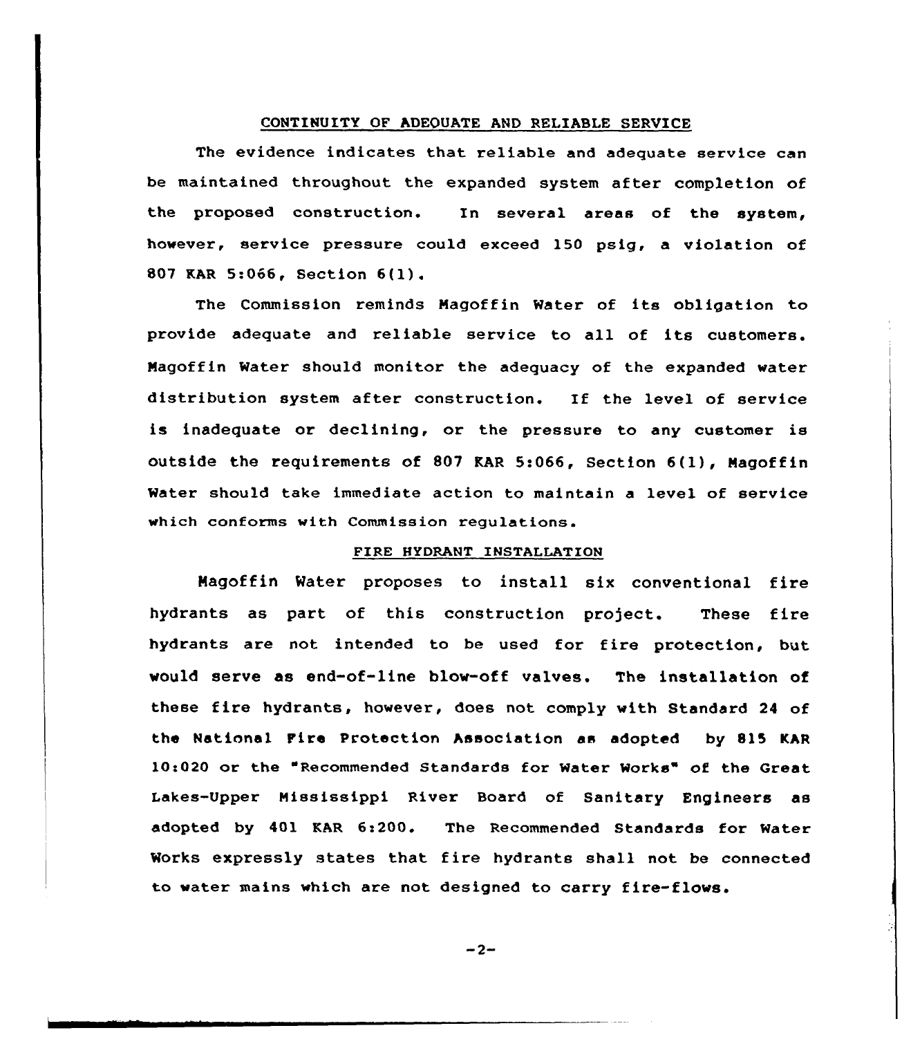## CONTINUITY OF ADEQUATE AND RELIABLE SERVICE

The evidence indicates that reliable and adequate service can be maintained throughout the expanded system after completion of the proposed construction. In several areas of the system, however, service pressure could exceed 150 psig, a violation of 807 KAR 5:066, Section 6(1).

The Commission reminds Magoffin Water of its obligation to provide adequate and reliable service to all of its customers. Magoffin Water should monitor the adequacy of the expanded water distribution system after construction. If the level of service is inadequate or declining, or the pressure to any customer is outside the requirements of 807 KAR 5:066, Section 6(1), Magoffin Water should take immediate action to maintain a level of service which conforms with Commission regulations.

## FIRE HYDRANT INSTALLATION

Magoffin Water proposes to install six conventional fire hydrants as part of this construction project. These fire hydrants are not intended to be used for fire protection, but would serve as end-of-line blow-off valves. The installation of these fire hydrants, however, does not comply with Standard 24 of the National Fire Protection Association as adopted by 815 KAR 10:020 or the "Recommended Standards for Water Works" of the Great Lakes-Upper Mississippi River Board of Sanitary Engineers as adopted by 401 KAR 6:200. The Recommended Standards for Water Works expressly states that fire hydrants shall not be connected to water mains which are not designed to carry fire-flows.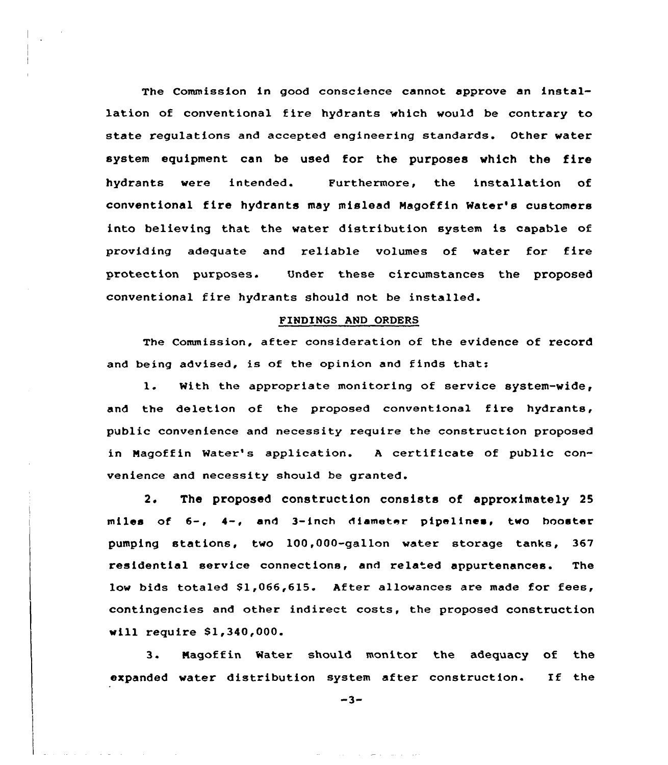The Commission in good conscience cannot approve an installation of conventional fire hydrants which would be contrary to state regulations and accepted engineering standards. Other water system equipment can be used for the purposes which the fire hydrants were intended. Furthermore, the installation of conventional fire hydrants may mislead Magoffin Water's customers into believing that the water distribution system is capable of providing adequate and reliable volumes of water for fire protection purposes. Under these circumstances the proposed conventional fire hydrants should not be installed.

## FINDINGS AND ORDERS

The Commission, after consideration of the evidence of record and being advised, is of the opinion and finds that:

1. With the appropriate monitoring of service system-wide, and the deletion of the proposed conventional fire hydrants, public convenience and necessity require the construction proposed in Magoffin Water's application. A certificate of public convenience and necessity should be granted.

2. The proposed construction consists of approximately 25 miles of 6-, 4-, and 3-inch diameter pipelines, two booster pumping stations, two 100,000-gallon water storage tanks, 367 residential service connections, and related appurtenances. The low bids totaled $1,066,615. After allowances are made for fees, contingencies and other indirect costs, the proposed construction will require $1,340,000.

3. Magoffin Water should monitor the adequacy of the expanded water distribution system after construction. If the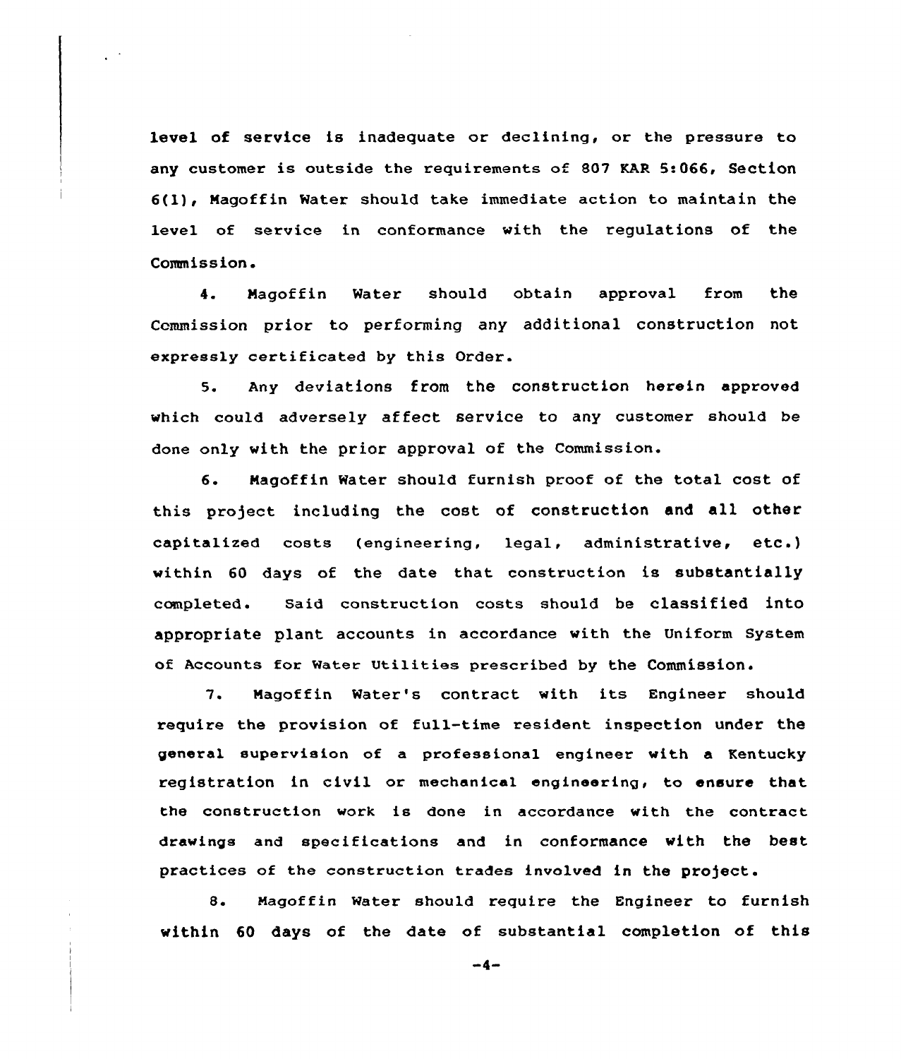level of service is inadequate or declining, or the pressure to any customer is outside the requirements of 807 KAR 5:066, Section 6(1), Magoffin Water should take immediate action to maintain the level of service in conformance with the regulations of the Commission.

4. Magoffin Water should obtain approval from the Commission prior to performing any additional construction not expressly certificated by this Order.

5. Any deviations from the construction herein approved which could adversely affect service to any customer should be done only with the prior approval of the Commission.

6. Magoffin Water should furnish proof of the total cost of this project including the cost of construction and all other capitalized costs (engineering, legal, administrative, etc.) within 60 days of the date that construction is substantially completed. Said construction costs should be classified into appropriate plant accounts in accordance with the Uniform System of Accounts for Water Utilities prescribed by the Commission.

7. Magoffin Water's contract with its Engineer should require the provision of full-time resident inspection under the general supervision of a professional engineer with a Kentucky registration in civil or mechanical engineering, to ensure that the construction work is done in accordance with the contract drawings and specifications and in conformance with the best practices of the construction trades involved in the project.

8. Magoffin Water should require the Engineer to furnish within 60 days of the date of substantial completion of this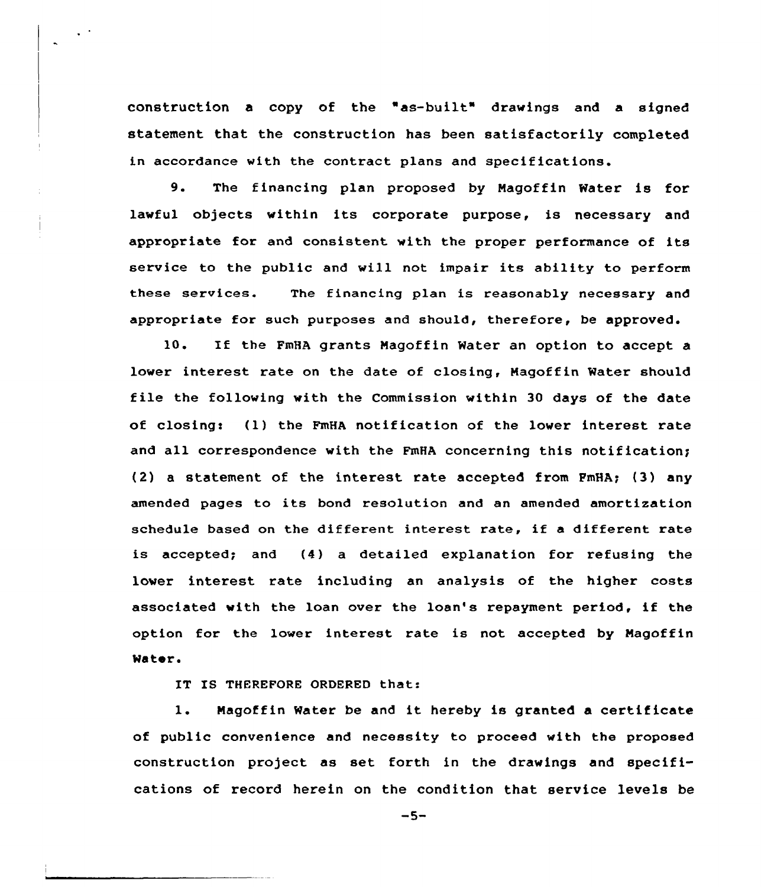construction a copy of the "as-built" drawings and a signed statement that the construction has been satisfactorily completed in accordance with the contract plans and specifications.

9. The financing plan proposed by Magoffin Water is for lawful objects within its corporate purpose, is necessary and appropriate for and consistent with the proper performance of its service to the public and will not impair its ability to perform these services. The financing plan is reasonably necessary and appropriate for such purposes and should, therefore, be approved.

10. If the FmHA grants Magoffin Water an option to accept a lower interest rate on the date of closing, Magoffin Water should file the following with the Commission within 30 days of the date of closing: (1) the FmHA notification of the lower interest rate and all correspondence with the FmHA concerning this notification; (2) a statement of the interest rate accepted from FmHA; (3) any amended pages to its bond resolution and an amended amortization schedule based on the different interest rate, if a different rate is accepted; and (4) a detailed explanation for refusing the lower interest rate including an analysis of the higher costs associated with the loan over the loan's repayment period, if the option for the lower interest rate is not accepted by Magoffin Water.

IT IS THEREFORE ORDERED that:

1. Magoffin Water be and it hereby is granted a certificate of public convenience and necessity to proceed with the proposed construction project as set forth in the drawings and specifications of record herein on the condition that service levels be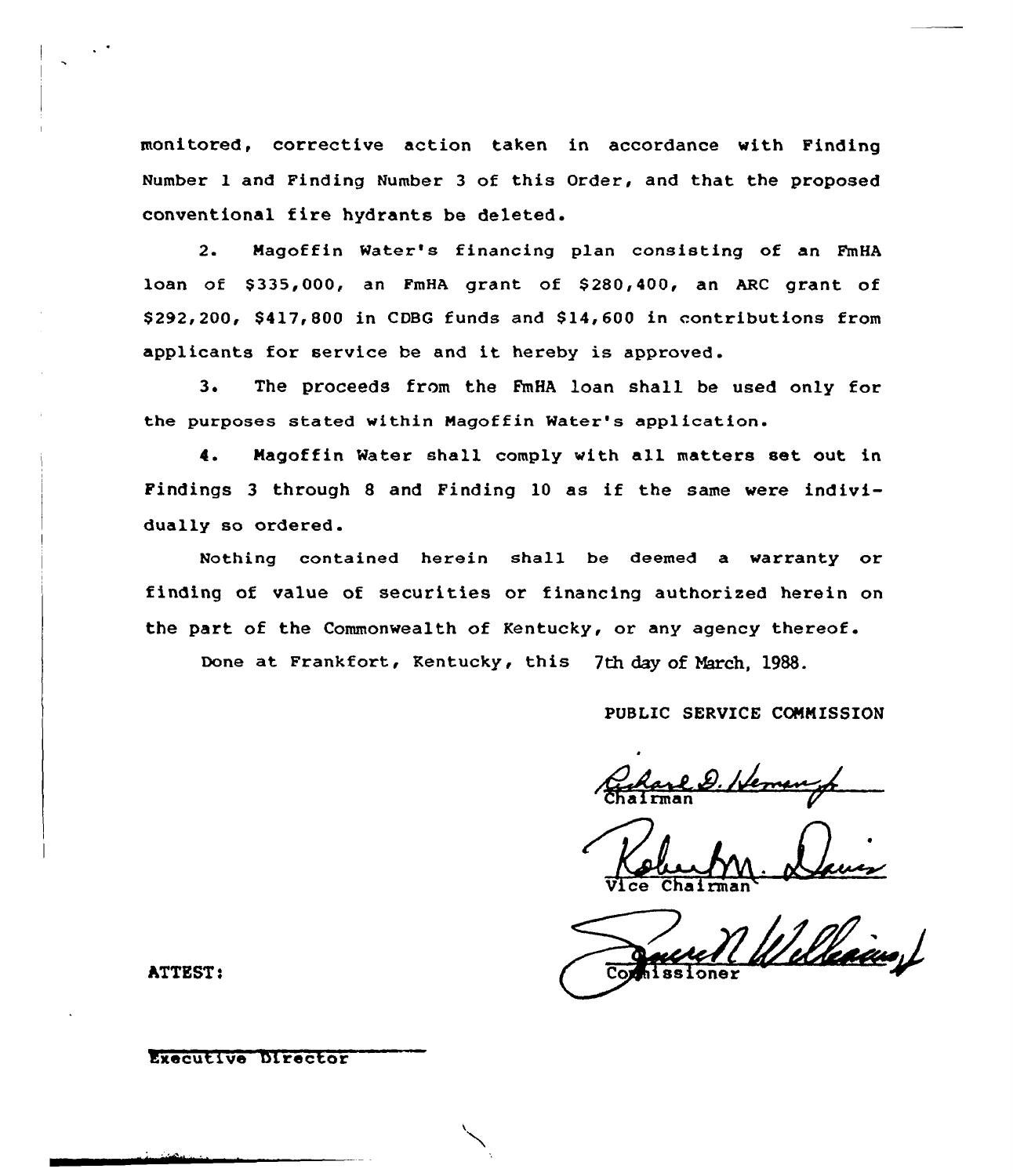monitored, corrective action taken in accordance with Finding Number 1 and Finding Number 3 of this Order, and that the proposed conventional fire hydrants be deleted.

2. Magoffin Water's financing plan consisting of an FmHA loan of $335,000, an FmHA grant of $280,400, an ARC grant of $292,200, $417,800 in CDBG funds and $14,600 in contributions from applicants for service be and it hereby is approved.

3. The proceeds from the FmHA loan shall be used only for the purposes stated within Magoffin Water's application.

4. Magoffin Water shall comply with all matters set out in Findings 3 through 8 and Finding 10 as if the same were individually so ordered.

Nothing contained herein shall be deemed a warranty or finding of value of securities or financing authorized herein on the part of the Commonwealth of Kentucky, or any agency thereof.

Done at Frankfort, Kentucky, this 7th day of March, 1988.

PUBLIC SERVICE COMMISSION

Chairman

Vice Chairman

Commissioner

ATTEST:

Executive Director